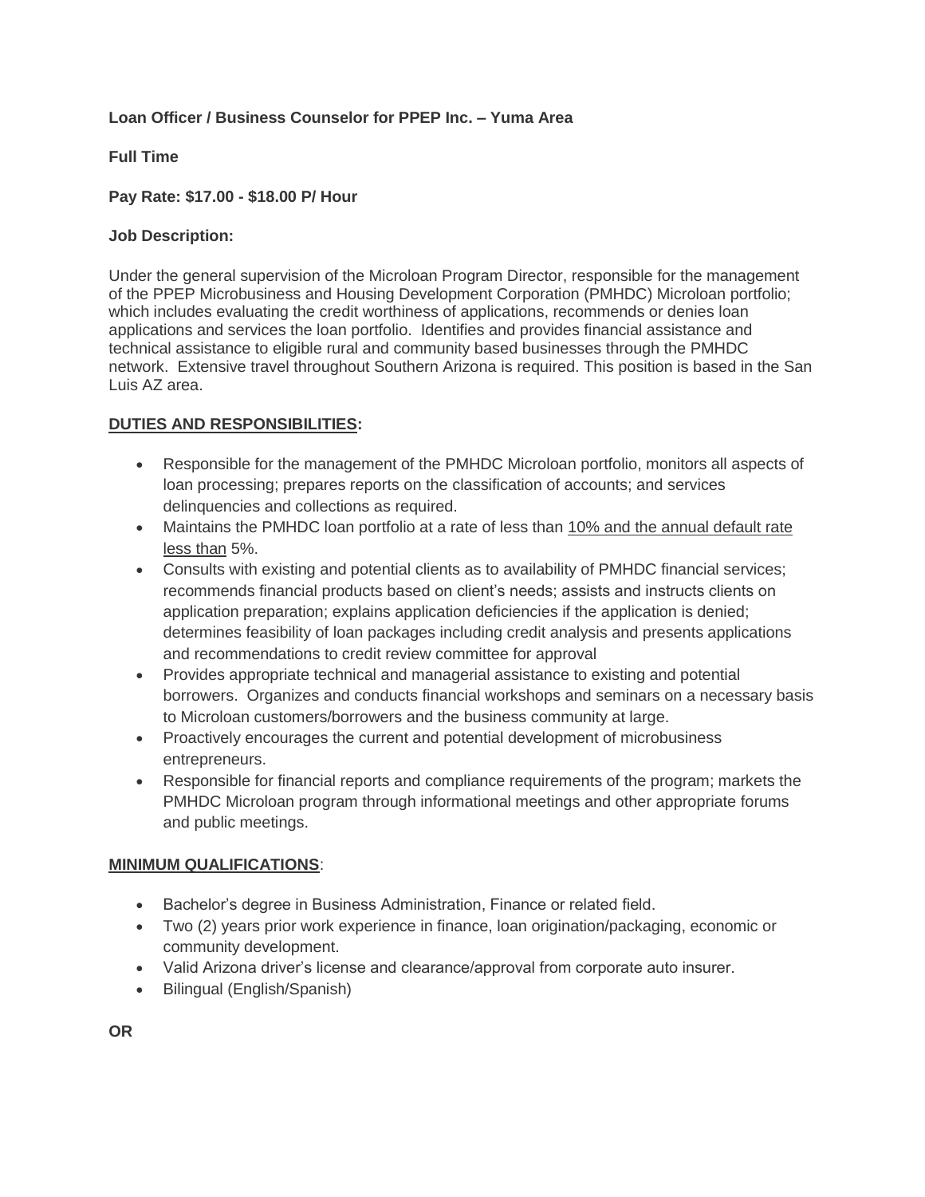**Loan Officer / Business Counselor for PPEP Inc. – Yuma Area**

**Full Time**

**Pay Rate: $17.00 - $18.00 P/ Hour**

**Job Description:**

Under the general supervision of the Microloan Program Director, responsible for the management of the PPEP Microbusiness and Housing Development Corporation (PMHDC) Microloan portfolio; which includes evaluating the credit worthiness of applications, recommends or denies loan applications and services the loan portfolio. Identifies and provides financial assistance and technical assistance to eligible rural and community based businesses through the PMHDC network. Extensive travel throughout Southern Arizona is required. This position is based in the San Luis AZ area.

**DUTIES AND RESPONSIBILITIES:**

- Responsible for the management of the PMHDC Microloan portfolio, monitors all aspects of loan processing; prepares reports on the classification of accounts; and services delinquencies and collections as required.
- Maintains the PMHDC loan portfolio at a rate of less than 10% and the annual default rate less than 5%.
- Consults with existing and potential clients as to availability of PMHDC financial services; recommends financial products based on client's needs; assists and instructs clients on application preparation; explains application deficiencies if the application is denied; determines feasibility of loan packages including credit analysis and presents applications and recommendations to credit review committee for approval
- Provides appropriate technical and managerial assistance to existing and potential borrowers. Organizes and conducts financial workshops and seminars on a necessary basis to Microloan customers/borrowers and the business community at large.
- Proactively encourages the current and potential development of microbusiness entrepreneurs.
- Responsible for financial reports and compliance requirements of the program; markets the PMHDC Microloan program through informational meetings and other appropriate forums and public meetings.

**MINIMUM QUALIFICATIONS**:

- Bachelor's degree in Business Administration, Finance or related field.
- Two (2) years prior work experience in finance, loan origination/packaging, economic or community development.
- Valid Arizona driver's license and clearance/approval from corporate auto insurer.
- Bilingual (English/Spanish)

**OR**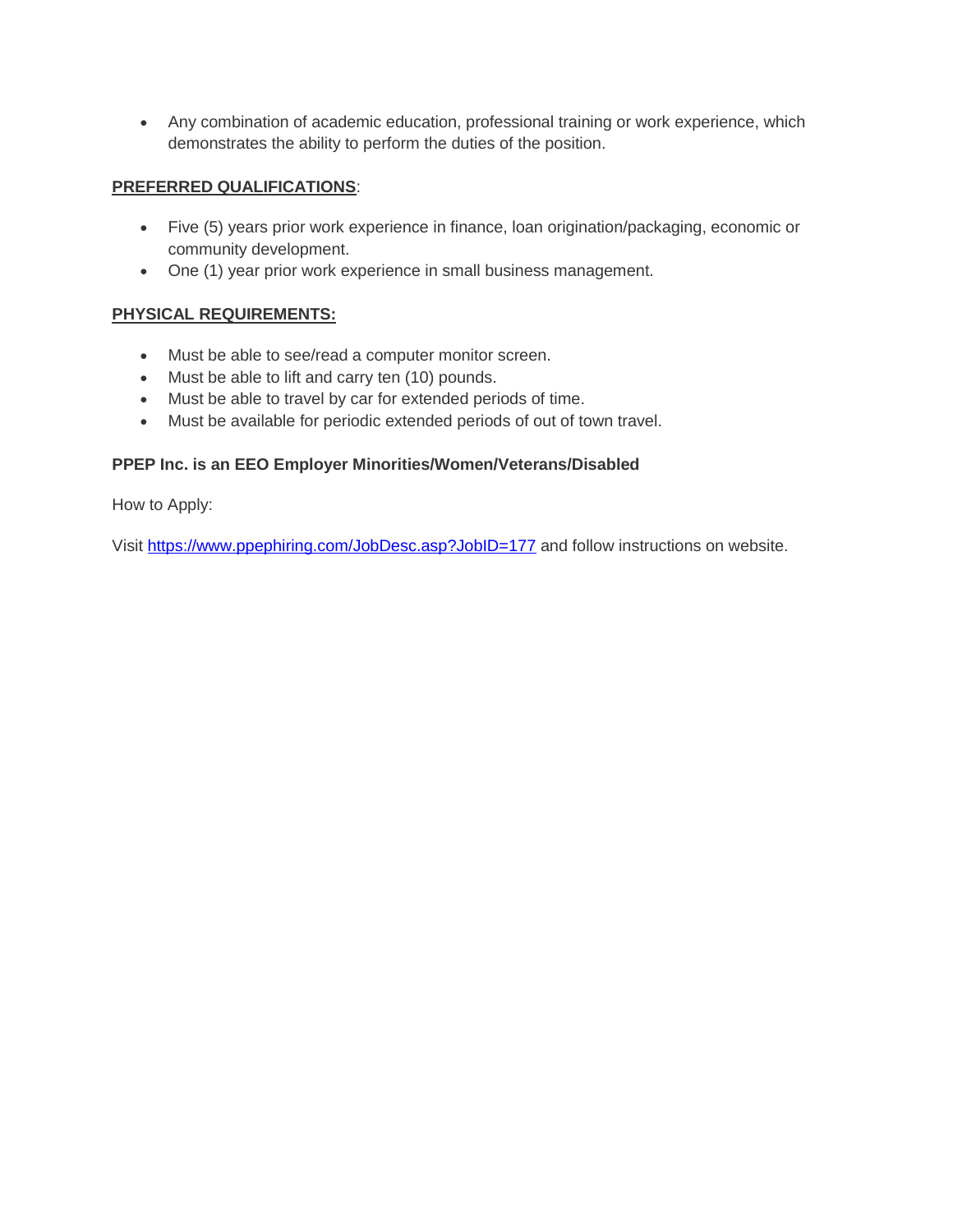- Any combination of academic education, professional training or work experience, which demonstrates the ability to perform the duties of the position.

**PREFERRED QUALIFICATIONS**:

- Five (5) years prior work experience in finance, loan origination/packaging, economic or community development.
- One (1) year prior work experience in small business management.

**PHYSICAL REQUIREMENTS:**

- Must be able to see/read a computer monitor screen.
- Must be able to lift and carry ten (10) pounds.
- Must be able to travel by car for extended periods of time.
- Must be available for periodic extended periods of out of town travel.

**PPEP Inc. is an EEO Employer Minorities/Women/Veterans/Disabled**

How to Apply:

Visit [https://www.ppephiring.com/JobDesc.asp?JobID=177](https://www.ppephiring.com/JobDesc.asp?JobID=177) and follow instructions on website.